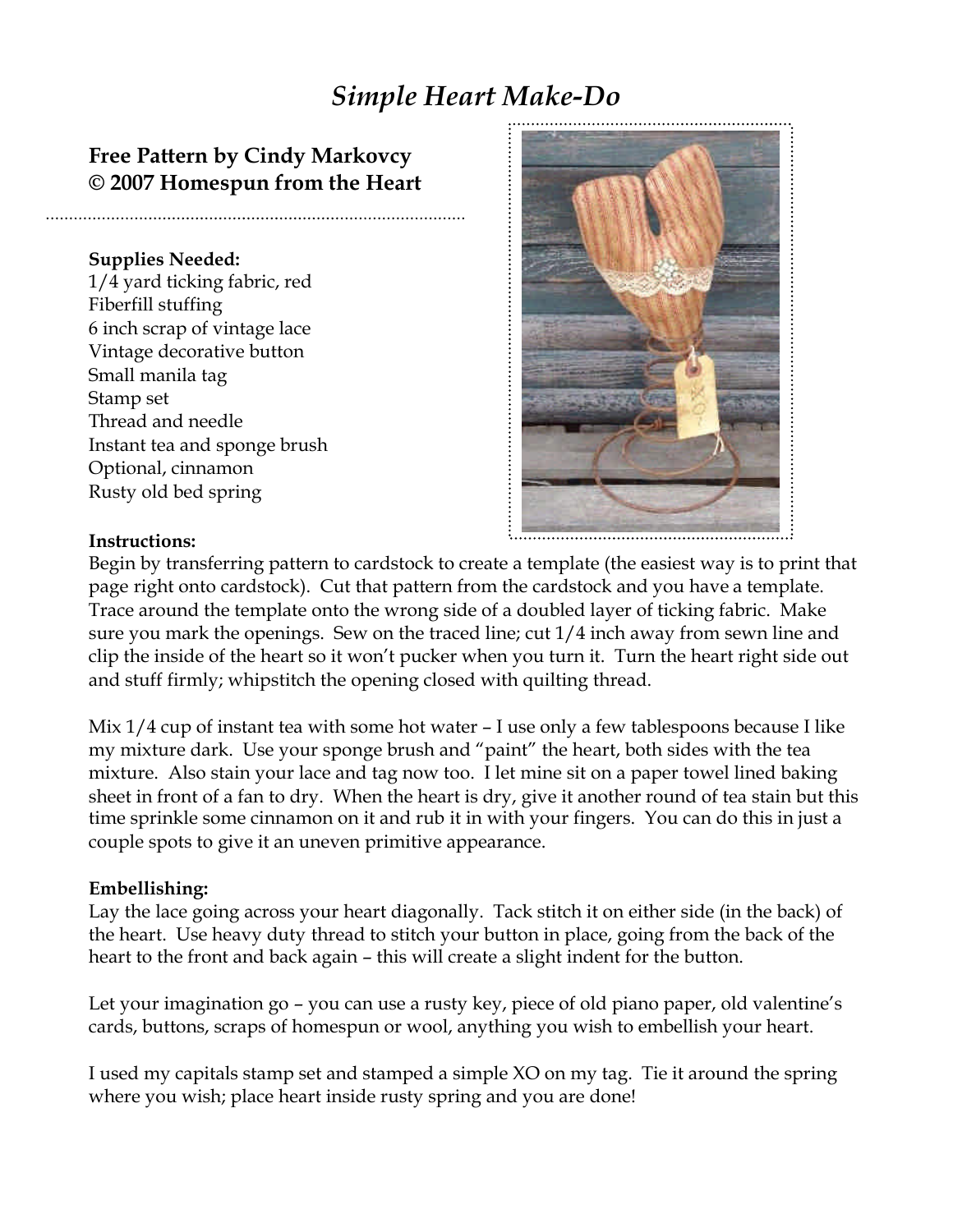# *Simple Heart Make-Do*

**Free Pattern by Cindy Markovcy**
**© 2007 Homespun from the Heart**

**Supplies Needed:**

1/4 yard ticking fabric, red
Fiberfill stuffing
6 inch scrap of vintage lace
Vintage decorative button
Small manila tag
Stamp set
Thread and needle
Instant tea and sponge brush
Optional, cinnamon
Rusty old bed spring

**Instructions:**

Begin by transferring pattern to cardstock to create a template (the easiest way is to print that page right onto cardstock). Cut that pattern from the cardstock and you have a template. Trace around the template onto the wrong side of a doubled layer of ticking fabric. Make sure you mark the openings. Sew on the traced line; cut 1/4 inch away from sewn line and clip the inside of the heart so it won't pucker when you turn it. Turn the heart right side out and stuff firmly; whipstitch the opening closed with quilting thread.

Mix 1/4 cup of instant tea with some hot water – I use only a few tablespoons because I like my mixture dark. Use your sponge brush and "paint" the heart, both sides with the tea mixture. Also stain your lace and tag now too. I let mine sit on a paper towel lined baking sheet in front of a fan to dry. When the heart is dry, give it another round of tea stain but this time sprinkle some cinnamon on it and rub it in with your fingers. You can do this in just a couple spots to give it an uneven primitive appearance.

**Embellishing:**

Lay the lace going across your heart diagonally. Tack stitch it on either side (in the back) of the heart. Use heavy duty thread to stitch your button in place, going from the back of the heart to the front and back again – this will create a slight indent for the button.

Let your imagination go – you can use a rusty key, piece of old piano paper, old valentine's cards, buttons, scraps of homespun or wool, anything you wish to embellish your heart.

I used my capitals stamp set and stamped a simple XO on my tag. Tie it around the spring where you wish; place heart inside rusty spring and you are done!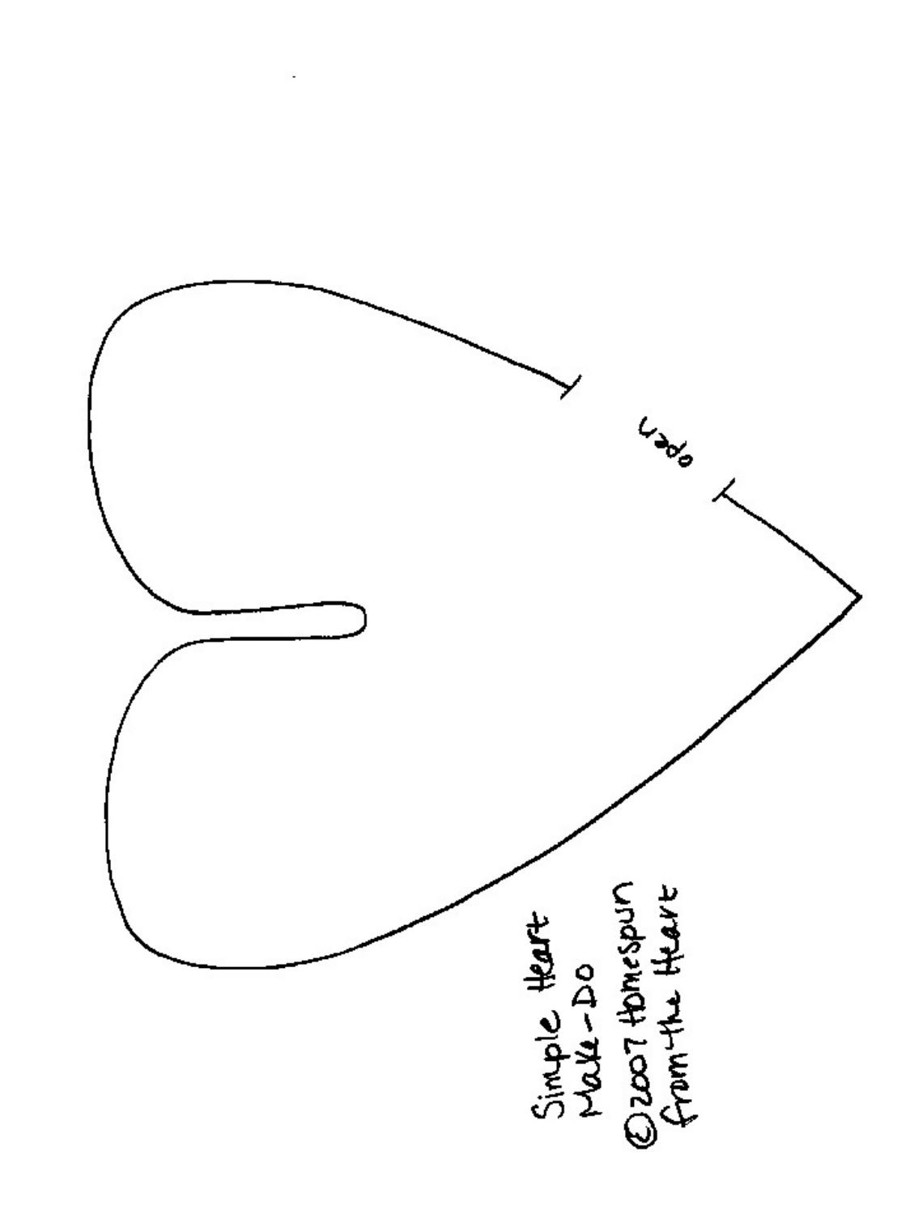open

Simple Heart
Make-Do
©2007 Homespun
from the Heart